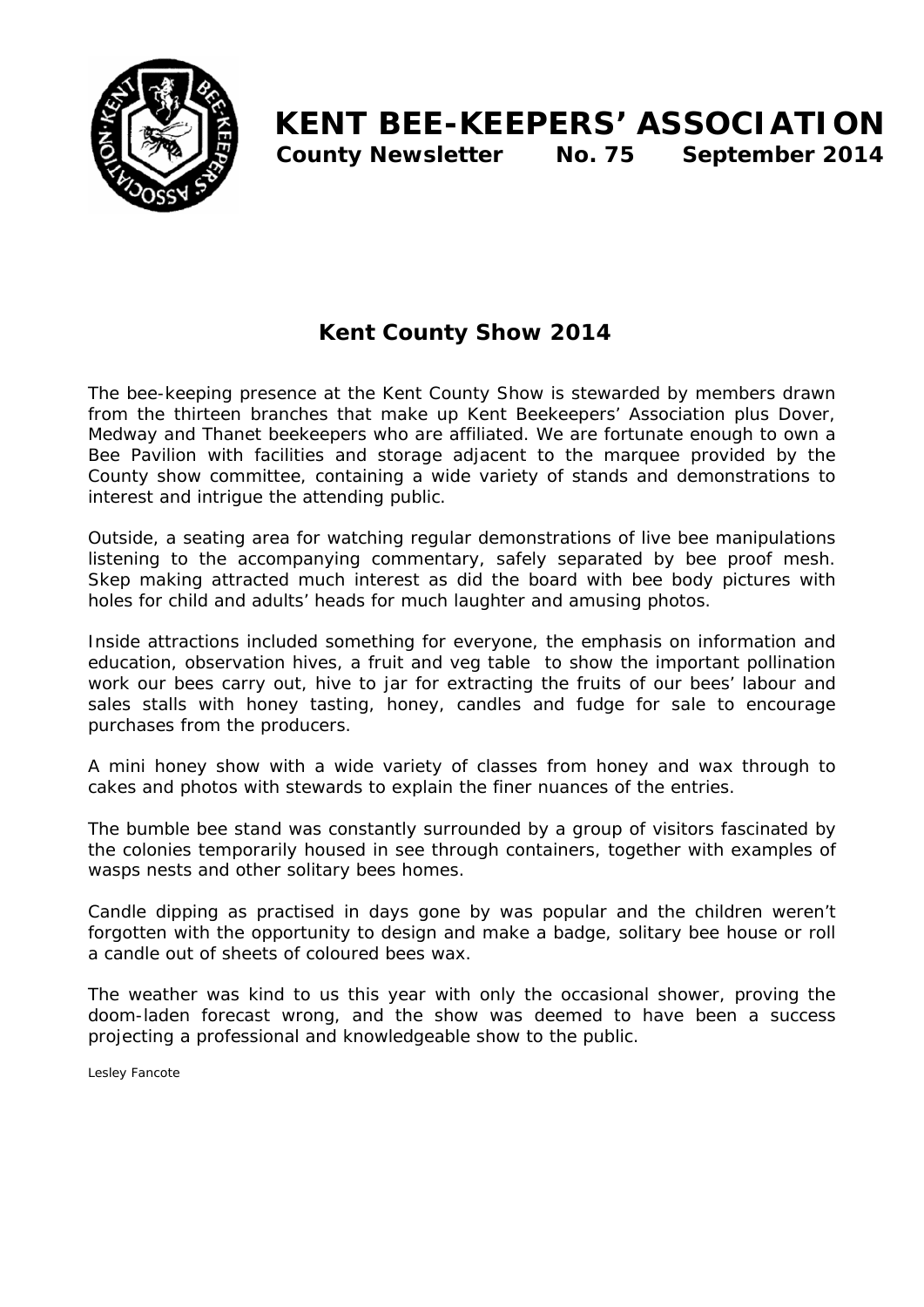# KENT BEE-KEEPERS' ASSOCIATION

**County Newsletter No. 75 September 2014**

## Kent County Show 2014

The bee-keeping presence at the Kent County Show is stewarded by members drawn from the thirteen branches that make up Kent Beekeepers' Association plus Dover, Medway and Thanet beekeepers who are affiliated. We are fortunate enough to own a Bee Pavilion with facilities and storage adjacent to the marquee provided by the County show committee, containing a wide variety of stands and demonstrations to interest and intrigue the attending public.

Outside, a seating area for watching regular demonstrations of live bee manipulations listening to the accompanying commentary, safely separated by bee proof mesh. Skep making attracted much interest as did the board with bee body pictures with holes for child and adults' heads for much laughter and amusing photos.

Inside attractions included something for everyone, the emphasis on information and education, observation hives, a fruit and veg table to show the important pollination work our bees carry out, hive to jar for extracting the fruits of our bees' labour and sales stalls with honey tasting, honey, candles and fudge for sale to encourage purchases from the producers.

A mini honey show with a wide variety of classes from honey and wax through to cakes and photos with stewards to explain the finer nuances of the entries.

The bumble bee stand was constantly surrounded by a group of visitors fascinated by the colonies temporarily housed in see through containers, together with examples of wasps nests and other solitary bees homes.

Candle dipping as practised in days gone by was popular and the children weren't forgotten with the opportunity to design and make a badge, solitary bee house or roll a candle out of sheets of coloured bees wax.

The weather was kind to us this year with only the occasional shower, proving the doom-laden forecast wrong, and the show was deemed to have been a success projecting a professional and knowledgeable show to the public.

Lesley Fancote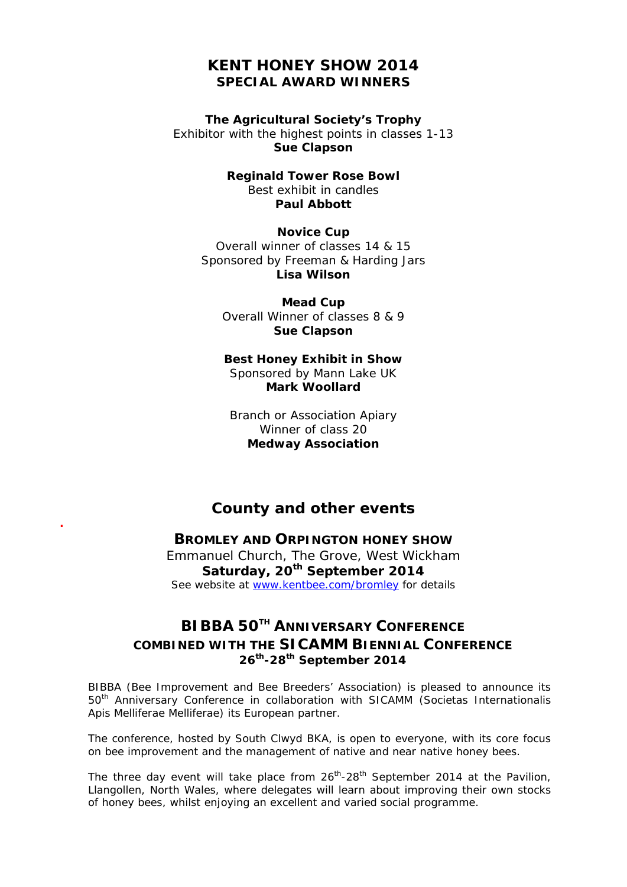# KENT HONEY SHOW 2014
## SPECIAL AWARD WINNERS

**The Agricultural Society's Trophy**
Exhibitor with the highest points in classes 1-13
**Sue Clapson**

**Reginald Tower Rose Bowl**
Best exhibit in candles
**Paul Abbott**

**Novice Cup**
Overall winner of classes 14 & 15
Sponsored by Freeman & Harding Jars
**Lisa Wilson**

**Mead Cup**
Overall Winner of classes 8 & 9
**Sue Clapson**

**Best Honey Exhibit in Show**
Sponsored by Mann Lake UK
**Mark Woollard**

Branch or Association Apiary
Winner of class 20
**Medway Association**

# County and other events

### BROMLEY AND ORPINGTON HONEY SHOW

Emmanuel Church, The Grove, West Wickham
**Saturday, 20th September 2014**
See website at [www.kentbee.com/bromley](http://www.kentbee.com/bromley) for details

### BIBBA 50TH ANNIVERSARY CONFERENCE COMBINED WITH THE SICAMM BIENNIAL CONFERENCE
**26th-28th September 2014**

BIBBA (Bee Improvement and Bee Breeders' Association) is pleased to announce its 50th Anniversary Conference in collaboration with SICAMM (Societas Internationalis Apis Melliferae Melliferae) its European partner.

The conference, hosted by South Clwyd BKA, is open to everyone, with its core focus on bee improvement and the management of native and near native honey bees.

The three day event will take place from 26th-28th September 2014 at the Pavilion, Llangollen, North Wales, where delegates will learn about improving their own stocks of honey bees, whilst enjoying an excellent and varied social programme.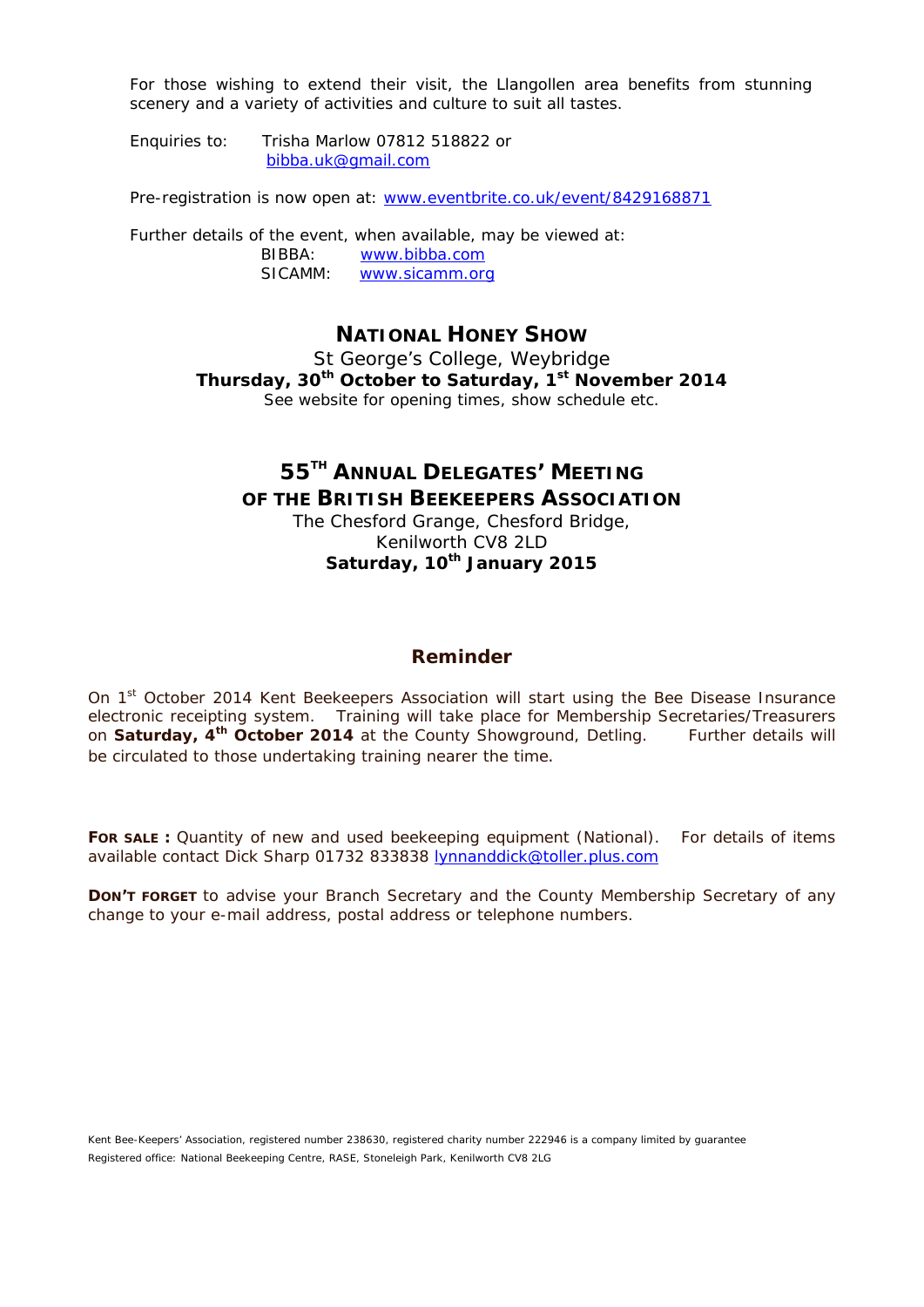For those wishing to extend their visit, the Llangollen area benefits from stunning scenery and a variety of activities and culture to suit all tastes.

Enquiries to: Trisha Marlow 07812 518822 or bibba.uk@gmail.com

Pre-registration is now open at: www.eventbrite.co.uk/event/8429168871

Further details of the event, when available, may be viewed at:

BIBBA: www.bibba.com
SICAMM: www.sicamm.org

## NATIONAL HONEY SHOW

St George's College, Weybridge
**Thursday, 30th October to Saturday, 1st November 2014**
See website for opening times, show schedule etc.

## 55TH ANNUAL DELEGATES' MEETING OF THE BRITISH BEEKEEPERS ASSOCIATION

The Chesford Grange, Chesford Bridge,
Kenilworth CV8 2LD
**Saturday, 10th January 2015**

## Reminder

On 1st October 2014 Kent Beekeepers Association will start using the Bee Disease Insurance electronic receipting system. Training will take place for Membership Secretaries/Treasurers on **Saturday, 4th October 2014** at the County Showground, Detling. Further details will be circulated to those undertaking training nearer the time.

**FOR SALE :** Quantity of new and used beekeeping equipment (National). For details of items available contact Dick Sharp 01732 833838 lynnanddick@toller.plus.com

**DON'T FORGET** to advise your Branch Secretary and the County Membership Secretary of any change to your e-mail address, postal address or telephone numbers.

Kent Bee-Keepers' Association, registered number 238630, registered charity number 222946 is a company limited by guarantee
Registered office: National Beekeeping Centre, RASE, Stoneleigh Park, Kenilworth CV8 2LG